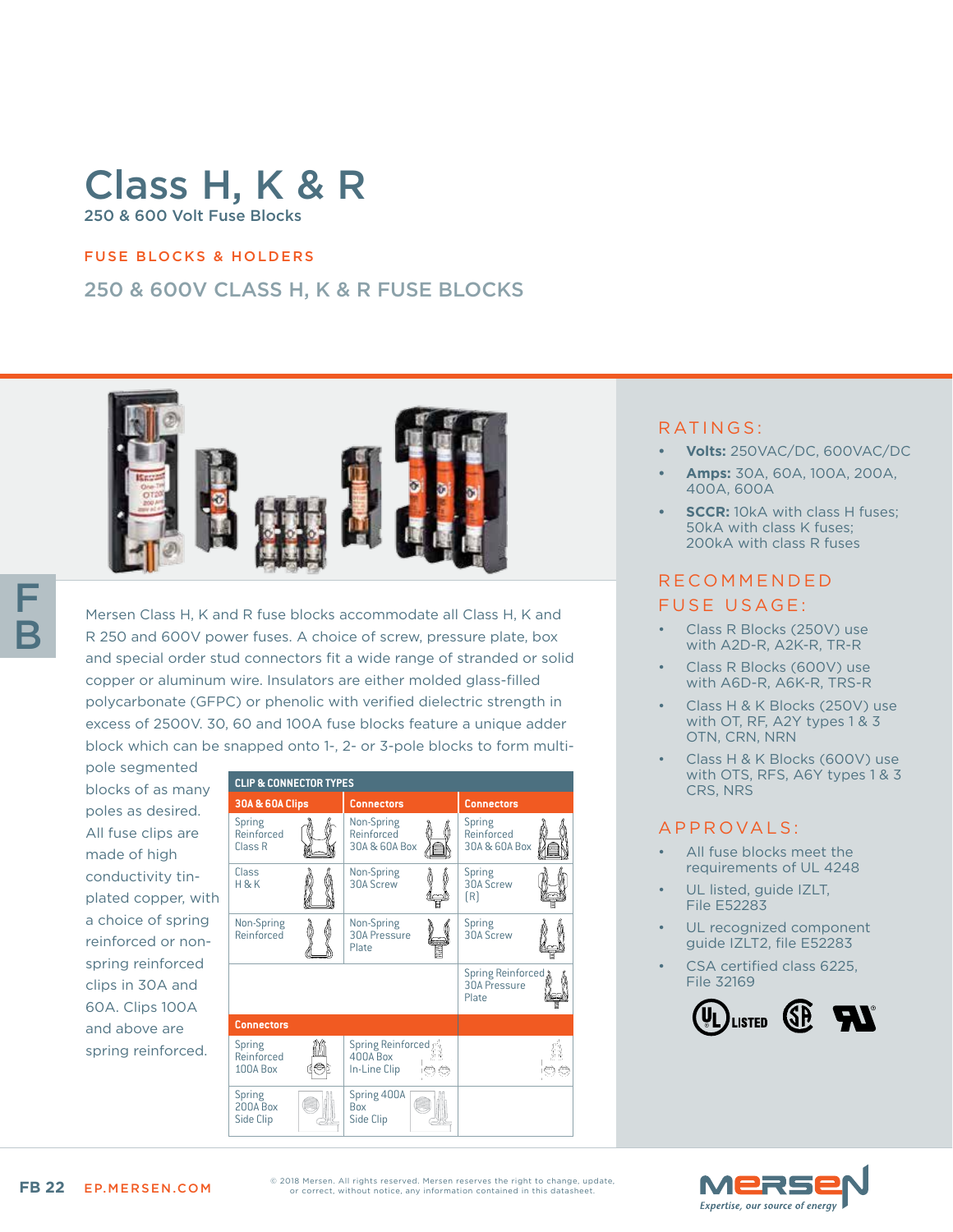# Class H, K & R

250 & 600 Volt Fuse Blocks

FUSE BLOCKS & HOLDERS

## 250 & 600V CLASS H, K & R FUSE BLOCKS

Mersen Class H, K and R fuse blocks accommodate all Class H, K and R 250 and 600V power fuses. A choice of screw, pressure plate, box and special order stud connectors fit a wide range of stranded or solid copper or aluminum wire. Insulators are either molded glass-filled polycarbonate (GFPC) or phenolic with verified dielectric strength in excess of 2500V. 30, 60 and 100A fuse blocks feature a unique adder block which can be snapped onto 1-, 2- or 3-pole blocks to form multi-pole segmented blocks of as many poles as desired. All fuse clips are made of high conductivity tin-plated copper, with a choice of spring reinforced or non-spring reinforced clips in 30A and 60A. Clips 100A and above are spring reinforced.

**CLIP & CONNECTOR TYPES**

| 30A & 60A Clips | Connectors | Connectors |
|---|---|---|
| Spring Reinforced Class R | Non-Spring Reinforced 30A & 60A Box | Spring Reinforced 30A & 60A Box |
| Class H & K | Non-Spring 30A Screw | Spring 30A Screw (R) |
| Non-Spring Reinforced | Non-Spring 30A Pressure Plate | Spring 30A Screw |
| | | Spring Reinforced 30A Pressure Plate |
| **Connectors** | | |
| Spring Reinforced 100A Box | Spring Reinforced 400A Box In-Line Clip | |
| Spring 200A Box Side Clip | Spring 400A Box Side Clip | |

## RATINGS:

- **Volts:** 250VAC/DC, 600VAC/DC
- **Amps:** 30A, 60A, 100A, 200A, 400A, 600A
- **SCCR:** 10kA with class H fuses; 50kA with class K fuses; 200kA with class R fuses

## RECOMMENDED FUSE USAGE:

- Class R Blocks (250V) use with A2D-R, A2K-R, TR-R
- Class R Blocks (600V) use with A6D-R, A6K-R, TRS-R
- Class H & K Blocks (250V) use with OT, RF, A2Y types 1 & 3 OTN, CRN, NRN
- Class H & K Blocks (600V) use with OTS, RFS, A6Y types 1 & 3 CRS, NRS

## APPROVALS:

- All fuse blocks meet the requirements of UL 4248
- UL listed, guide IZLT, File E52283
- UL recognized component guide IZLT2, file E52283
- CSA certified class 6225, File 32169

© 2018 Mersen. All rights reserved. Mersen reserves the right to change, update, or correct, without notice, any information contained in this datasheet.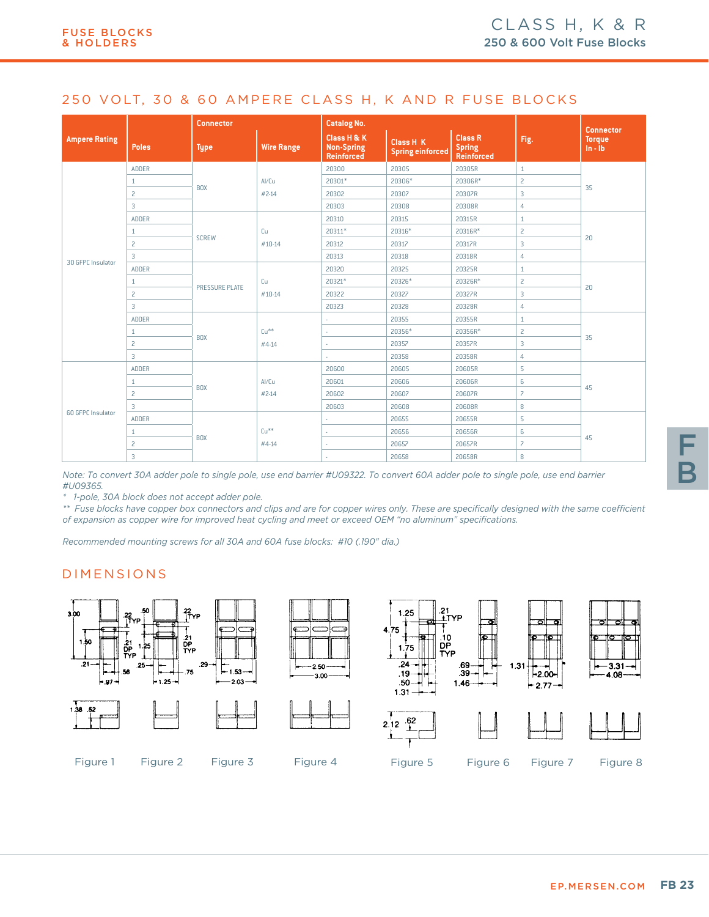## 250 VOLT, 30 & 60 AMPERE CLASS H, K AND R FUSE BLOCKS

| Ampere Rating | Poles | Connector | | Catalog No. | | | Fig. | Connector Torque In - lb |
|---|---|---|---|---|---|---|---|---|
| | | Type | Wire Range | Class H & K Non-Spring Reinforced | Class H K Spring einforced | Class R Spring Reinforced | | |
| 30 GFPC Insulator | ADDER | BOX | Al/Cu #2-14 | 20300 | 20305 | 20305R | 1 | 35 |
| | 1 | | | 20301* | 20306* | 20306R* | 2 | |
| | 2 | | | 20302 | 20307 | 20307R | 3 | |
| | 3 | | | 20303 | 20308 | 20308R | 4 | |
| | ADDER | SCREW | Cu #10-14 | 20310 | 20315 | 20315R | 1 | 20 |
| | 1 | | | 20311* | 20316* | 20316R* | 2 | |
| | 2 | | | 20312 | 20317 | 20317R | 3 | |
| | 3 | | | 20313 | 20318 | 20318R | 4 | |
| | ADDER | PRESSURE PLATE | Cu #10-14 | 20320 | 20325 | 20325R | 1 | 20 |
| | 1 | | | 20321* | 20326* | 20326R* | 2 | |
| | 2 | | | 20322 | 20327 | 20327R | 3 | |
| | 3 | | | 20323 | 20328 | 20328R | 4 | |
| | ADDER | BOX | Cu** #4-14 | - | 20355 | 20355R | 1 | 35 |
| | 1 | | | - | 20356* | 20356R* | 2 | |
| | 2 | | | - | 20357 | 20357R | 3 | |
| | 3 | | | - | 20358 | 20358R | 4 | |
| 60 GFPC Insulator | ADDER | BOX | Al/Cu #2-14 | 20600 | 20605 | 20605R | 5 | 45 |
| | 1 | | | 20601 | 20606 | 20606R | 6 | |
| | 2 | | | 20602 | 20607 | 20607R | 7 | |
| | 3 | | | 20603 | 20608 | 20608R | 8 | |
| | ADDER | BOX | Cu** #4-14 | - | 20655 | 20655R | 5 | 45 |
| | 1 | | | - | 20656 | 20656R | 6 | |
| | 2 | | | - | 20657 | 20657R | 7 | |
| | 3 | | | - | 20658 | 20658R | 8 | |

*Note: To convert 30A adder pole to single pole, use end barrier #U09322. To convert 60A adder pole to single pole, use end barrier #U09365.*

*\* 1-pole, 30A block does not accept adder pole.*

*\*\* Fuse blocks have copper box connectors and clips and are for copper wires only. These are specifically designed with the same coefficient of expansion as copper wire for improved heat cycling and meet or exceed OEM "no aluminum" specifications.*

*Recommended mounting screws for all 30A and 60A fuse blocks: #10 (.190" dia.)*

## DIMENSIONS

Figure 1 Figure 2 Figure 3 Figure 4 Figure 5 Figure 6 Figure 7 Figure 8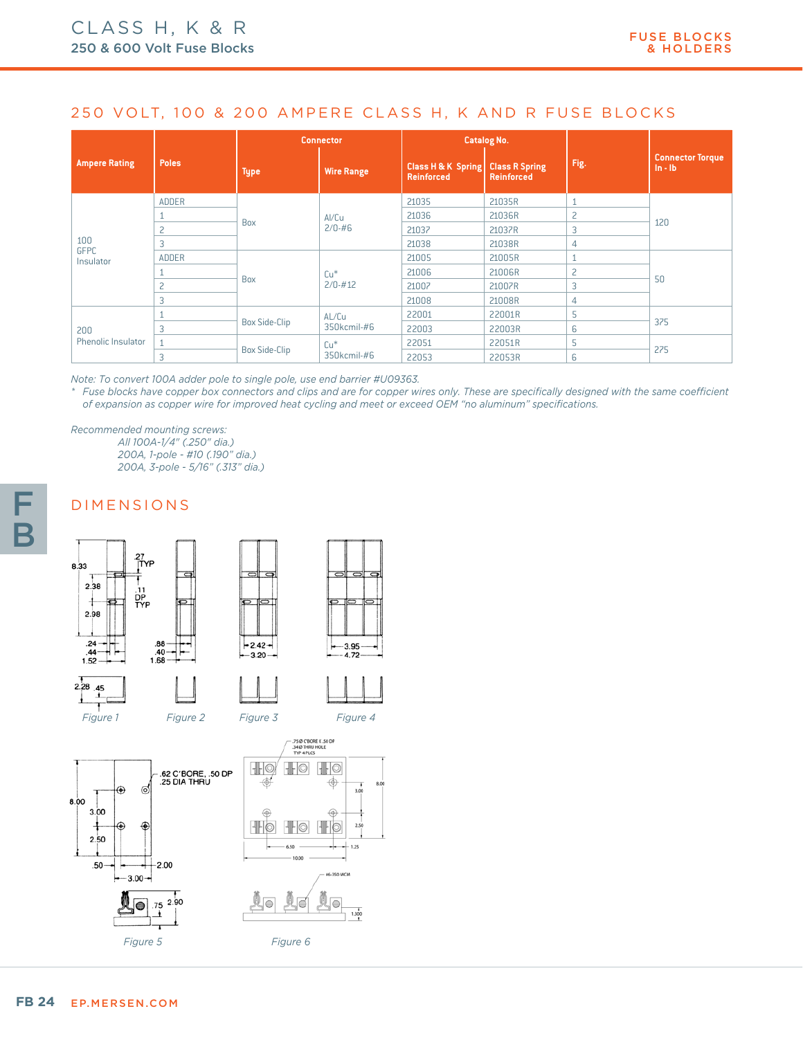# CLASS H, K & R

## 250 & 600 Volt Fuse Blocks

## 250 VOLT, 100 & 200 AMPERE CLASS H, K AND R FUSE BLOCKS

| Ampere Rating | Poles | Connector | | Catalog No. | | Fig. | Connector Torque In - lb |
|---|---|---|---|---|---|---|---|
| | | Type | Wire Range | Class H & K Spring Reinforced | Class R Spring Reinforced | | |
| 100 GFPC Insulator | ADDER | Box | Al/Cu 2/0-#6 | 21035 | 21035R | 1 | 120 |
| | 1 | | | 21036 | 21036R | 2 | |
| | 2 | | | 21037 | 21037R | 3 | |
| | 3 | | | 21038 | 21038R | 4 | |
| | ADDER | Box | Cu* 2/0-#12 | 21005 | 21005R | 1 | 50 |
| | 1 | | | 21006 | 21006R | 2 | |
| | 2 | | | 21007 | 21007R | 3 | |
| | 3 | | | 21008 | 21008R | 4 | |
| 200 Phenolic Insulator | 1 | Box Side-Clip | AL/Cu 350kcmil-#6 | 22001 | 22001R | 5 | 375 |
| | 3 | | | 22003 | 22003R | 6 | |
| | 1 | Box Side-Clip | Cu* 350kcmil-#6 | 22051 | 22051R | 5 | 275 |
| | 3 | | | 22053 | 22053R | 6 | |

*Note: To convert 100A adder pole to single pole, use end barrier #U09363.*

\* *Fuse blocks have copper box connectors and clips and are for copper wires only. These are specifically designed with the same coefficient of expansion as copper wire for improved heat cycling and meet or exceed OEM "no aluminum" specifications.*

*Recommended mounting screws:*
*All 100A-1/4" (.250" dia.)*
*200A, 1-pole - #10 (.190" dia.)*
*200A, 3-pole - 5/16" (.313" dia.)*

## DIMENSIONS

Figure 1 Figure 2 Figure 3 Figure 4

Figure 5 Figure 6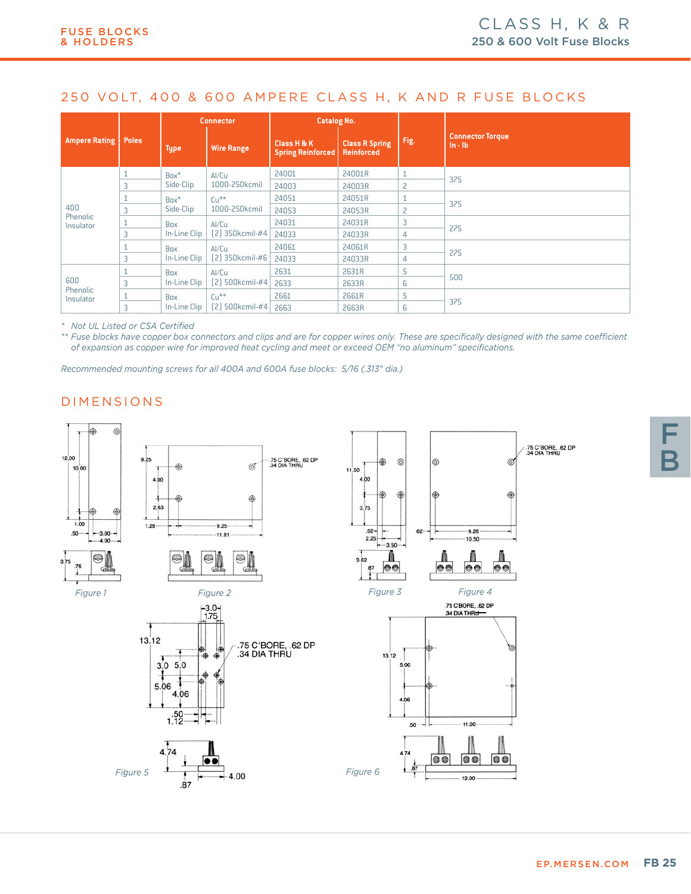# 250 VOLT, 400 & 600 AMPERE CLASS H, K AND R FUSE BLOCKS

| Ampere Rating | Poles | Connector | | Catalog No. | | Fig. | Connector Torque In - lb |
|---|---|---|---|---|---|---|---|
| | | Type | Wire Range | Class H & K Spring Reinforced | Class R Spring Reinforced | | |
| 400 Phenolic Insulator | 1 | Box* Side-Clip | Al/Cu 1000-250kcmil | 24001 | 24001R | 1 | 375 |
| | 3 | | | 24003 | 24003R | 2 | |
| | 1 | Box* Side-Clip | Cu** 1000-250kcmil | 24051 | 24051R | 1 | 375 |
| | 3 | | | 24053 | 24053R | 2 | |
| | 1 | Box In-Line Clip | Al/Cu (2) 350kcmil-#4 | 24031 | 24031R | 3 | 275 |
| | 3 | | | 24033 | 24033R | 4 | |
| | 1 | Box In-Line Clip | Al/Cu (2) 350kcmil-#6 | 24061 | 24061R | 3 | 275 |
| | 3 | | | 24033 | 24033R | 4 | |
| 600 Phenolic Insulator | 1 | Box In-Line Clip | Al/Cu (2) 500kcmil-#4 | 2631 | 2631R | 5 | 500 |
| | 3 | | | 2633 | 2633R | 6 | |
| | 1 | Box In-Line Clip | Cu** (2) 500kcmil-#4 | 2661 | 2661R | 5 | 375 |
| | 3 | | | 2663 | 2663R | 6 | |

*\* Not UL Listed or CSA Certified*

*\*\* Fuse blocks have copper box connectors and clips and are for copper wires only. These are specifically designed with the same coefficient of expansion as copper wire for improved heat cycling and meet or exceed OEM "no aluminum" specifications.*

*Recommended mounting screws for all 400A and 600A fuse blocks: 5/16 (.313" dia.)*

## DIMENSIONS

*Figure 1*

*Figure 2*

*Figure 3*

*Figure 4*

*Figure 5*

*Figure 6*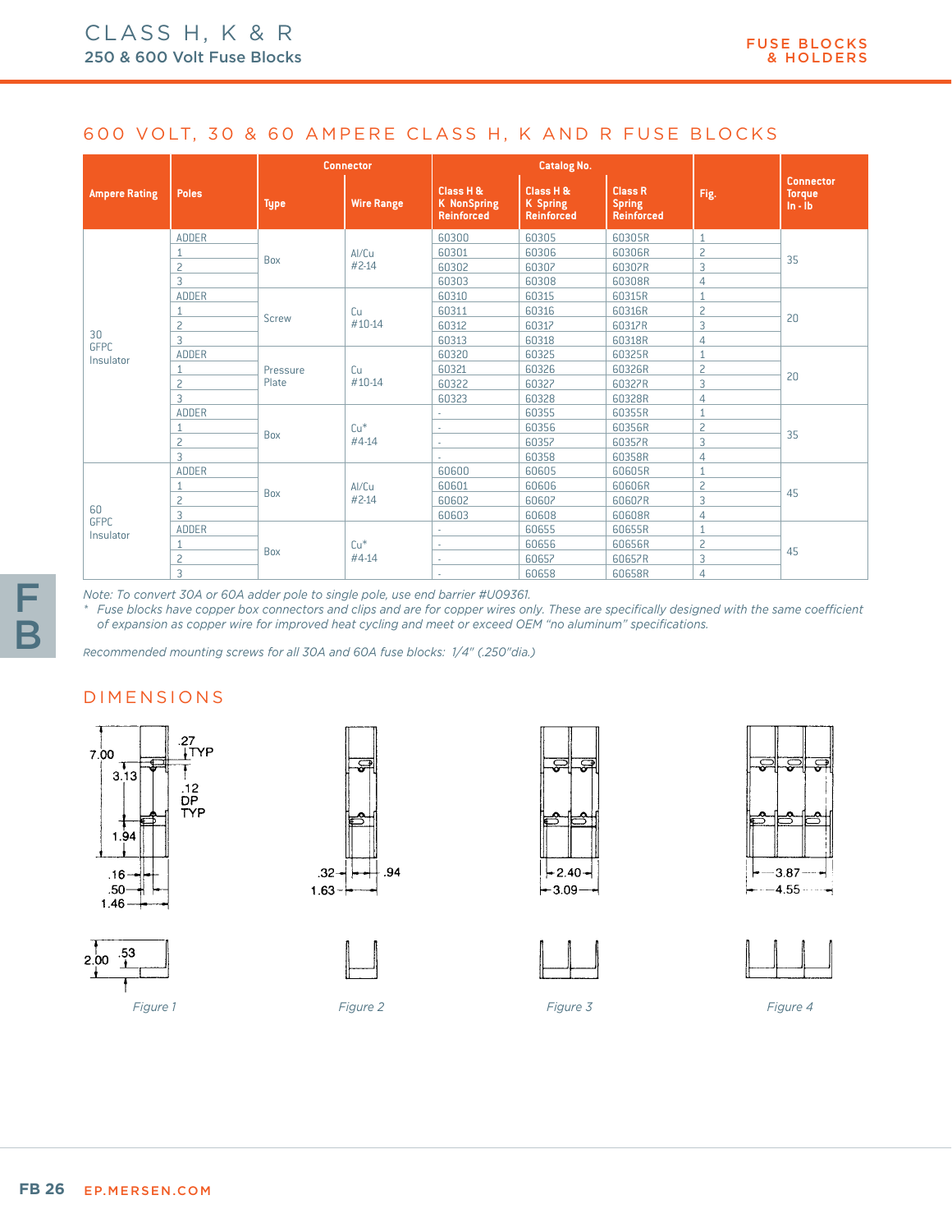# CLASS H, K & R

## 250 & 600 Volt Fuse Blocks

## 600 VOLT, 30 & 60 AMPERE CLASS H, K AND R FUSE BLOCKS

| Ampere Rating | Poles | Connector | | Catalog No. | | | Fig. | Connector Torque In - lb |
|---|---|---|---|---|---|---|---|---|
| | | Type | Wire Range | Class H & K NonSpring Reinforced | Class H & K Spring Reinforced | Class R Spring Reinforced | | |
| 30 GFPC Insulator | ADDER | Box | Al/Cu #2-14 | 60300 | 60305 | 60305R | 1 | 35 |
| | 1 | | | 60301 | 60306 | 60306R | 2 | |
| | 2 | | | 60302 | 60307 | 60307R | 3 | |
| | 3 | | | 60303 | 60308 | 60308R | 4 | |
| | ADDER | Screw | Cu #10-14 | 60310 | 60315 | 60315R | 1 | 20 |
| | 1 | | | 60311 | 60316 | 60316R | 2 | |
| | 2 | | | 60312 | 60317 | 60317R | 3 | |
| | 3 | | | 60313 | 60318 | 60318R | 4 | |
| | ADDER | Pressure Plate | Cu #10-14 | 60320 | 60325 | 60325R | 1 | 20 |
| | 1 | | | 60321 | 60326 | 60326R | 2 | |
| | 2 | | | 60322 | 60327 | 60327R | 3 | |
| | 3 | | | 60323 | 60328 | 60328R | 4 | |
| | ADDER | Box | Cu* #4-14 | - | 60355 | 60355R | 1 | 35 |
| | 1 | | | - | 60356 | 60356R | 2 | |
| | 2 | | | - | 60357 | 60357R | 3 | |
| | 3 | | | - | 60358 | 60358R | 4 | |
| 60 GFPC Insulator | ADDER | Box | Al/Cu #2-14 | 60600 | 60605 | 60605R | 1 | 45 |
| | 1 | | | 60601 | 60606 | 60606R | 2 | |
| | 2 | | | 60602 | 60607 | 60607R | 3 | |
| | 3 | | | 60603 | 60608 | 60608R | 4 | |
| | ADDER | Box | Cu* #4-14 | - | 60655 | 60655R | 1 | 45 |
| | 1 | | | - | 60656 | 60656R | 2 | |
| | 2 | | | - | 60657 | 60657R | 3 | |
| | 3 | | | - | 60658 | 60658R | 4 | |

*Note: To convert 30A or 60A adder pole to single pole, use end barrier #U09361.*

\* *Fuse blocks have copper box connectors and clips and are for copper wires only. These are specifically designed with the same coefficient of expansion as copper wire for improved heat cycling and meet or exceed OEM "no aluminum" specifications.*

*Recommended mounting screws for all 30A and 60A fuse blocks: 1/4" (.250"dia.)*

## DIMENSIONS

7.00, 3.13, 1.94, .27 TYP, .12 DP TYP, .16, .50, 1.46, 2.00, .53

*Figure 1*

.32, .94, 1.63

*Figure 2*

2.40, 3.09

*Figure 3*

3.87, 4.55

*Figure 4*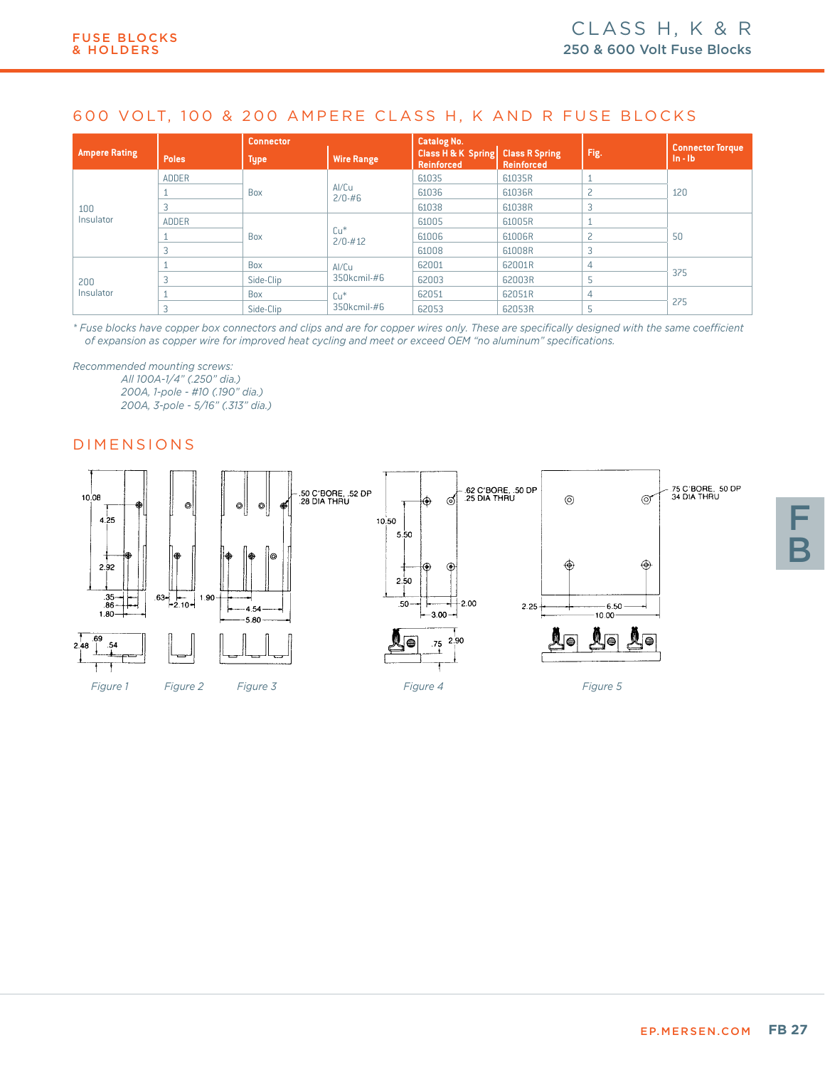## 600 VOLT, 100 & 200 AMPERE CLASS H, K AND R FUSE BLOCKS

| Ampere Rating | Poles | Connector Type | Connector Wire Range | Catalog No. Class H & K Spring Reinforced | Catalog No. Class R Spring Reinforced | Fig. | Connector Torque In - lb |
|---|---|---|---|---|---|---|---|
| 100 Insulator | ADDER | Box | Al/Cu 2/0-#6 | 61035 | 61035R | 1 | 120 |
| | 1 | | | 61036 | 61036R | 2 | |
| | 3 | | | 61038 | 61038R | 3 | |
| | ADDER | Box | Cu* 2/0-#12 | 61005 | 61005R | 1 | 50 |
| | 1 | | | 61006 | 61006R | 2 | |
| | 3 | | | 61008 | 61008R | 3 | |
| 200 Insulator | 1 | Box | Al/Cu 350kcmil-#6 | 62001 | 62001R | 4 | 375 |
| | 3 | Side-Clip | | 62003 | 62003R | 5 | |
| | 1 | Box | Cu* 350kcmil-#6 | 62051 | 62051R | 4 | 275 |
| | 3 | Side-Clip | | 62053 | 62053R | 5 | |

*\* Fuse blocks have copper box connectors and clips and are for copper wires only. These are specifically designed with the same coefficient of expansion as copper wire for improved heat cycling and meet or exceed OEM "no aluminum" specifications.*

*Recommended mounting screws:*
- *All 100A-1/4" (.250" dia.)*
- *200A, 1-pole - #10 (.190" dia.)*
- *200A, 3-pole - 5/16" (.313" dia.)*

## DIMENSIONS

10.08, 4.25, 2.92, .35, .86, 1.80, .63, 2.10, 1.90, 4.54, 5.80, .50 C'BORE, .52 DP .28 DIA THRU, 2.48, .69, .54

*Figure 1* *Figure 2* *Figure 3*

10.50, 5.50, 2.50, .50, 2.00, 3.00, .62 C'BORE, .50 DP .25 DIA THRU, .75, 2.90

*Figure 4*

.75 C'BORE, .50 DP .34 DIA THRU, 2.25, 6.50, 10.00

*Figure 5*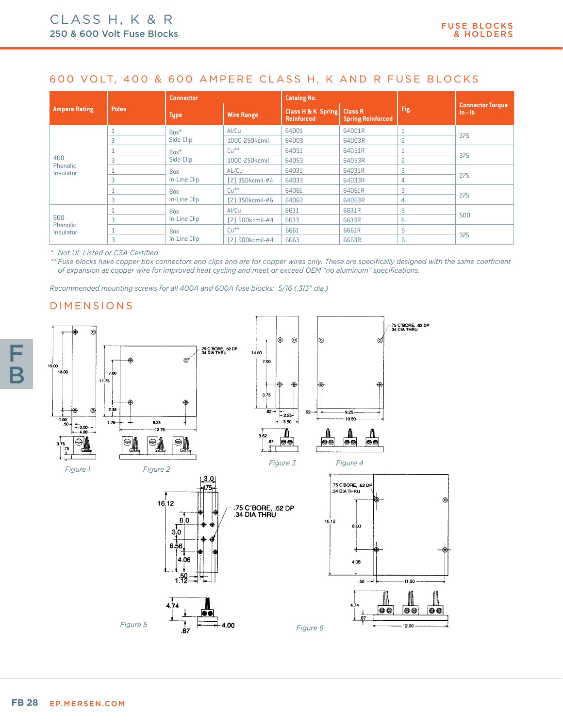## CLASS H, K & R
### 250 & 600 Volt Fuse Blocks

## 600 VOLT, 400 & 600 AMPERE CLASS H, K AND R FUSE BLOCKS

| Ampere Rating | Poles | Connector | | Catalog No. | | Fig. | Connector Torque In - lb |
|---|---|---|---|---|---|---|---|
| | | Type | Wire Range | Class H & K Spring Reinforced | Class R Spring Reinforced | | |
| 400 Phenolic Insulator | 1 | Box* Side-Clip | Al/Cu | 64001 | 64001R | 1 | 375 |
| | 3 | | 1000-250kcmil | 64003 | 64003R | 2 | |
| | 1 | Box* Side-Clip | Cu** | 64051 | 64051R | 1 | 375 |
| | 3 | | 1000-250kcmil | 64053 | 64053R | 2 | |
| | 1 | Box In-Line Clip | AL/Cu | 64031 | 64031R | 3 | 275 |
| | 3 | | (2) 350kcmil-#4 | 64033 | 64033R | 4 | |
| | 1 | Box In-Line Clip | Cu** | 64061 | 64061R | 3 | 275 |
| | 3 | | (2) 350kcmil-#6 | 64063 | 64063R | 4 | |
| 600 Phenolic Insulator | 1 | Box In-Line Clip | Al/Cu | 6631 | 6631R | 5 | 500 |
| | 3 | | (2) 500kcmil-#4 | 6633 | 6633R | 6 | |
| | 1 | Box In-Line Clip | Cu** | 6661 | 6661R | 5 | 375 |
| | 3 | | (2) 500kcmil-#4 | 6663 | 6663R | 6 | |

*\* Not UL Listed or CSA Certified*
*\*\* Fuse blocks have copper box connectors and clips and are for copper wires only. These are specifically designed with the same coefficient of expansion as copper wire for improved heat cycling and meet or exceed OEM "no aluminum" specifications.*

*Recommended mounting screws for all 400A and 600A fuse blocks: 5/16 (.313" dia.)*

## DIMENSIONS

15.00
13.00
1.00
.50
3.00
4.00
3.75
.75

Figure 1

.75 C'BORE, .62 DP
.34 DIA THRU
7.00
11.75
2.38
1.75
9.25
12.75

Figure 2

14.50
7.00
3.75
.62
2.25
3.50
3.62
.87

Figure 3

.75 C'BORE, .62 DP
.34 DIA THRU
.62
9.25
10.50

Figure 4

3.0
.75
16.12
8.0
3.0
6.56
4.06
.50
1.12
.75 C'BORE, .62 DP
.34 DIA THRU
4.74
.87
4.00

Figure 5

.75 C'BORE, .62 DP
.34 DIA THRU
16.12
8.00
4.06
.50
11.00
4.74
.87
12.00

Figure 6